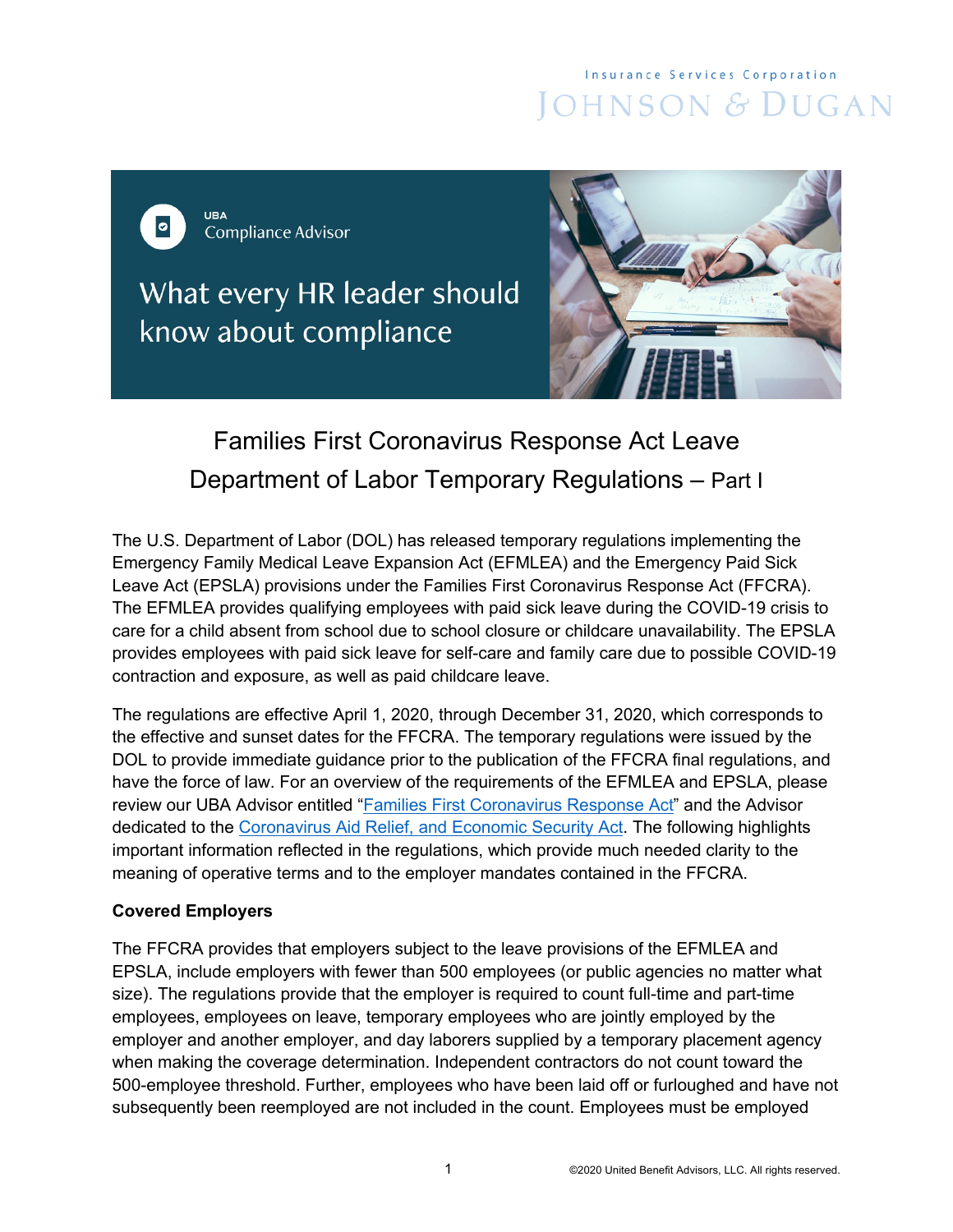Insurance Services Corporation
JOHNSON & DUGAN

UBA
Compliance Advisor

What every HR leader should know about compliance

# Families First Coronavirus Response Act Leave Department of Labor Temporary Regulations – Part I

The U.S. Department of Labor (DOL) has released temporary regulations implementing the Emergency Family Medical Leave Expansion Act (EFMLEA) and the Emergency Paid Sick Leave Act (EPSLA) provisions under the Families First Coronavirus Response Act (FFCRA). The EFMLEA provides qualifying employees with paid sick leave during the COVID-19 crisis to care for a child absent from school due to school closure or childcare unavailability. The EPSLA provides employees with paid sick leave for self-care and family care due to possible COVID-19 contraction and exposure, as well as paid childcare leave.

The regulations are effective April 1, 2020, through December 31, 2020, which corresponds to the effective and sunset dates for the FFCRA. The temporary regulations were issued by the DOL to provide immediate guidance prior to the publication of the FFCRA final regulations, and have the force of law. For an overview of the requirements of the EFMLEA and EPSLA, please review our UBA Advisor entitled "Families First Coronavirus Response Act" and the Advisor dedicated to the Coronavirus Aid Relief, and Economic Security Act. The following highlights important information reflected in the regulations, which provide much needed clarity to the meaning of operative terms and to the employer mandates contained in the FFCRA.

**Covered Employers**

The FFCRA provides that employers subject to the leave provisions of the EFMLEA and EPSLA, include employers with fewer than 500 employees (or public agencies no matter what size). The regulations provide that the employer is required to count full-time and part-time employees, employees on leave, temporary employees who are jointly employed by the employer and another employer, and day laborers supplied by a temporary placement agency when making the coverage determination. Independent contractors do not count toward the 500-employee threshold. Further, employees who have been laid off or furloughed and have not subsequently been reemployed are not included in the count. Employees must be employed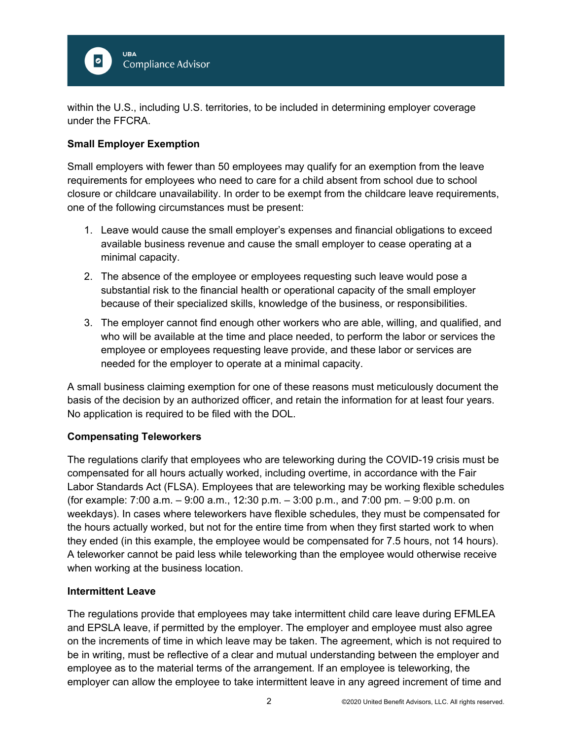within the U.S., including U.S. territories, to be included in determining employer coverage under the FFCRA.

**Small Employer Exemption**

Small employers with fewer than 50 employees may qualify for an exemption from the leave requirements for employees who need to care for a child absent from school due to school closure or childcare unavailability. In order to be exempt from the childcare leave requirements, one of the following circumstances must be present:

1. Leave would cause the small employer's expenses and financial obligations to exceed available business revenue and cause the small employer to cease operating at a minimal capacity.
2. The absence of the employee or employees requesting such leave would pose a substantial risk to the financial health or operational capacity of the small employer because of their specialized skills, knowledge of the business, or responsibilities.
3. The employer cannot find enough other workers who are able, willing, and qualified, and who will be available at the time and place needed, to perform the labor or services the employee or employees requesting leave provide, and these labor or services are needed for the employer to operate at a minimal capacity.

A small business claiming exemption for one of these reasons must meticulously document the basis of the decision by an authorized officer, and retain the information for at least four years. No application is required to be filed with the DOL.

**Compensating Teleworkers**

The regulations clarify that employees who are teleworking during the COVID-19 crisis must be compensated for all hours actually worked, including overtime, in accordance with the Fair Labor Standards Act (FLSA). Employees that are teleworking may be working flexible schedules (for example: 7:00 a.m. – 9:00 a.m., 12:30 p.m. – 3:00 p.m., and 7:00 pm. – 9:00 p.m. on weekdays). In cases where teleworkers have flexible schedules, they must be compensated for the hours actually worked, but not for the entire time from when they first started work to when they ended (in this example, the employee would be compensated for 7.5 hours, not 14 hours). A teleworker cannot be paid less while teleworking than the employee would otherwise receive when working at the business location.

**Intermittent Leave**

The regulations provide that employees may take intermittent child care leave during EFMLEA and EPSLA leave, if permitted by the employer. The employer and employee must also agree on the increments of time in which leave may be taken. The agreement, which is not required to be in writing, must be reflective of a clear and mutual understanding between the employer and employee as to the material terms of the arrangement. If an employee is teleworking, the employer can allow the employee to take intermittent leave in any agreed increment of time and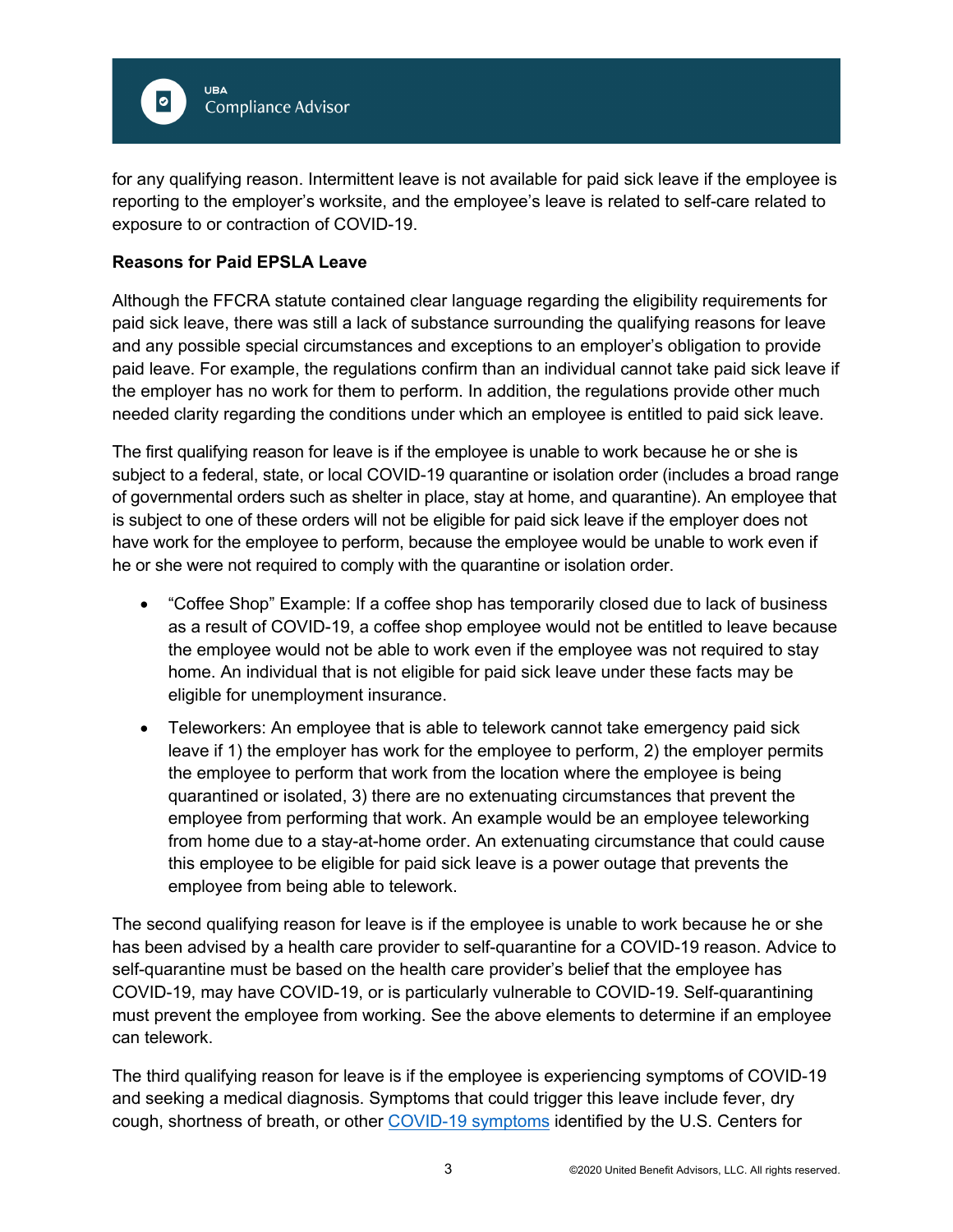for any qualifying reason. Intermittent leave is not available for paid sick leave if the employee is reporting to the employer's worksite, and the employee's leave is related to self-care related to exposure to or contraction of COVID-19.

**Reasons for Paid EPSLA Leave**

Although the FFCRA statute contained clear language regarding the eligibility requirements for paid sick leave, there was still a lack of substance surrounding the qualifying reasons for leave and any possible special circumstances and exceptions to an employer's obligation to provide paid leave. For example, the regulations confirm than an individual cannot take paid sick leave if the employer has no work for them to perform. In addition, the regulations provide other much needed clarity regarding the conditions under which an employee is entitled to paid sick leave.

The first qualifying reason for leave is if the employee is unable to work because he or she is subject to a federal, state, or local COVID-19 quarantine or isolation order (includes a broad range of governmental orders such as shelter in place, stay at home, and quarantine). An employee that is subject to one of these orders will not be eligible for paid sick leave if the employer does not have work for the employee to perform, because the employee would be unable to work even if he or she were not required to comply with the quarantine or isolation order.

- "Coffee Shop" Example: If a coffee shop has temporarily closed due to lack of business as a result of COVID-19, a coffee shop employee would not be entitled to leave because the employee would not be able to work even if the employee was not required to stay home. An individual that is not eligible for paid sick leave under these facts may be eligible for unemployment insurance.
- Teleworkers: An employee that is able to telework cannot take emergency paid sick leave if 1) the employer has work for the employee to perform, 2) the employer permits the employee to perform that work from the location where the employee is being quarantined or isolated, 3) there are no extenuating circumstances that prevent the employee from performing that work. An example would be an employee teleworking from home due to a stay-at-home order. An extenuating circumstance that could cause this employee to be eligible for paid sick leave is a power outage that prevents the employee from being able to telework.

The second qualifying reason for leave is if the employee is unable to work because he or she has been advised by a health care provider to self-quarantine for a COVID-19 reason. Advice to self-quarantine must be based on the health care provider's belief that the employee has COVID-19, may have COVID-19, or is particularly vulnerable to COVID-19. Self-quarantining must prevent the employee from working. See the above elements to determine if an employee can telework.

The third qualifying reason for leave is if the employee is experiencing symptoms of COVID-19 and seeking a medical diagnosis. Symptoms that could trigger this leave include fever, dry cough, shortness of breath, or other [COVID-19 symptoms]() identified by the U.S. Centers for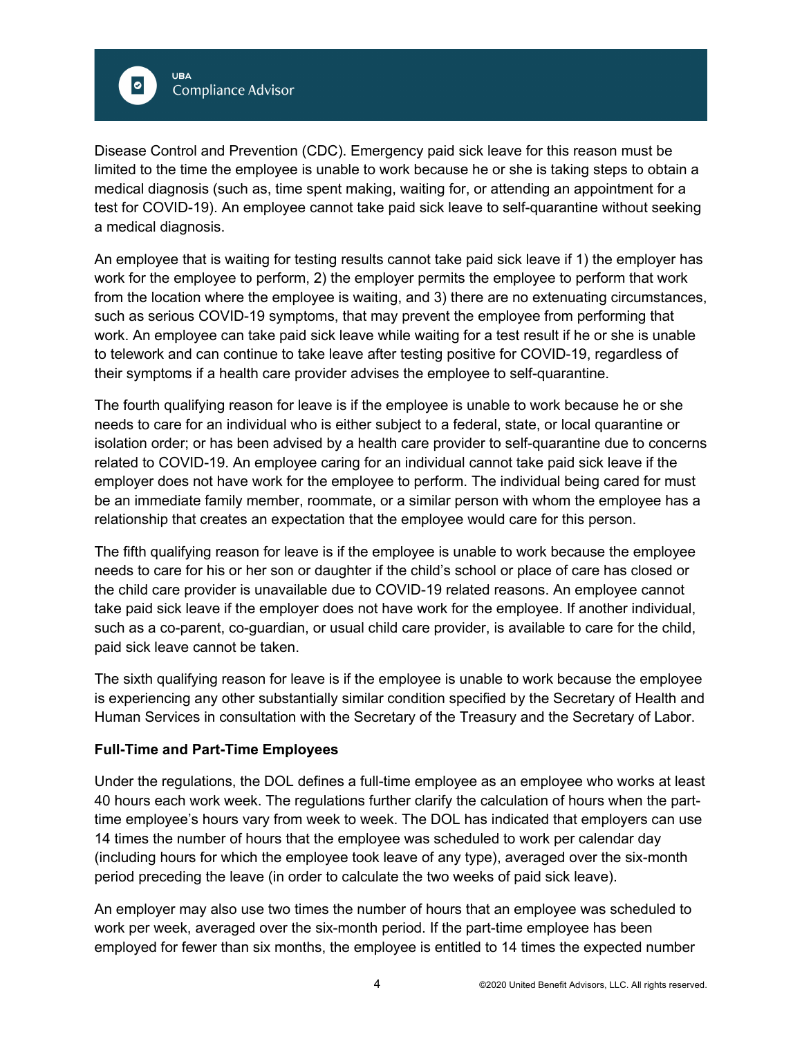Disease Control and Prevention (CDC). Emergency paid sick leave for this reason must be limited to the time the employee is unable to work because he or she is taking steps to obtain a medical diagnosis (such as, time spent making, waiting for, or attending an appointment for a test for COVID-19). An employee cannot take paid sick leave to self-quarantine without seeking a medical diagnosis.

An employee that is waiting for testing results cannot take paid sick leave if 1) the employer has work for the employee to perform, 2) the employer permits the employee to perform that work from the location where the employee is waiting, and 3) there are no extenuating circumstances, such as serious COVID-19 symptoms, that may prevent the employee from performing that work. An employee can take paid sick leave while waiting for a test result if he or she is unable to telework and can continue to take leave after testing positive for COVID-19, regardless of their symptoms if a health care provider advises the employee to self-quarantine.

The fourth qualifying reason for leave is if the employee is unable to work because he or she needs to care for an individual who is either subject to a federal, state, or local quarantine or isolation order; or has been advised by a health care provider to self-quarantine due to concerns related to COVID-19. An employee caring for an individual cannot take paid sick leave if the employer does not have work for the employee to perform. The individual being cared for must be an immediate family member, roommate, or a similar person with whom the employee has a relationship that creates an expectation that the employee would care for this person.

The fifth qualifying reason for leave is if the employee is unable to work because the employee needs to care for his or her son or daughter if the child's school or place of care has closed or the child care provider is unavailable due to COVID-19 related reasons. An employee cannot take paid sick leave if the employer does not have work for the employee. If another individual, such as a co-parent, co-guardian, or usual child care provider, is available to care for the child, paid sick leave cannot be taken.

The sixth qualifying reason for leave is if the employee is unable to work because the employee is experiencing any other substantially similar condition specified by the Secretary of Health and Human Services in consultation with the Secretary of the Treasury and the Secretary of Labor.

**Full-Time and Part-Time Employees**

Under the regulations, the DOL defines a full-time employee as an employee who works at least 40 hours each work week. The regulations further clarify the calculation of hours when the part-time employee's hours vary from week to week. The DOL has indicated that employers can use 14 times the number of hours that the employee was scheduled to work per calendar day (including hours for which the employee took leave of any type), averaged over the six-month period preceding the leave (in order to calculate the two weeks of paid sick leave).

An employer may also use two times the number of hours that an employee was scheduled to work per week, averaged over the six-month period. If the part-time employee has been employed for fewer than six months, the employee is entitled to 14 times the expected number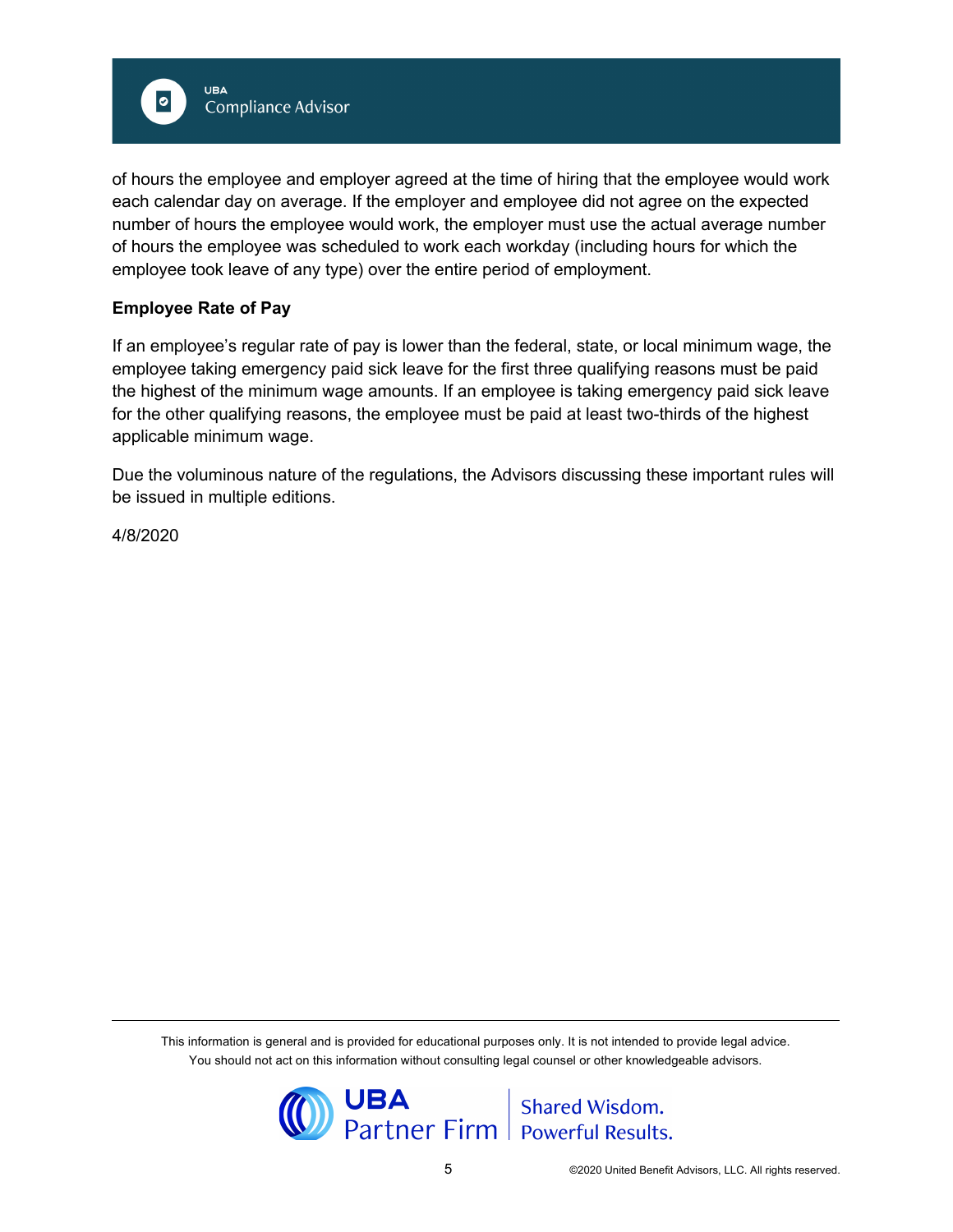of hours the employee and employer agreed at the time of hiring that the employee would work each calendar day on average. If the employer and employee did not agree on the expected number of hours the employee would work, the employer must use the actual average number of hours the employee was scheduled to work each workday (including hours for which the employee took leave of any type) over the entire period of employment.

**Employee Rate of Pay**

If an employee's regular rate of pay is lower than the federal, state, or local minimum wage, the employee taking emergency paid sick leave for the first three qualifying reasons must be paid the highest of the minimum wage amounts. If an employee is taking emergency paid sick leave for the other qualifying reasons, the employee must be paid at least two-thirds of the highest applicable minimum wage.

Due the voluminous nature of the regulations, the Advisors discussing these important rules will be issued in multiple editions.

4/8/2020